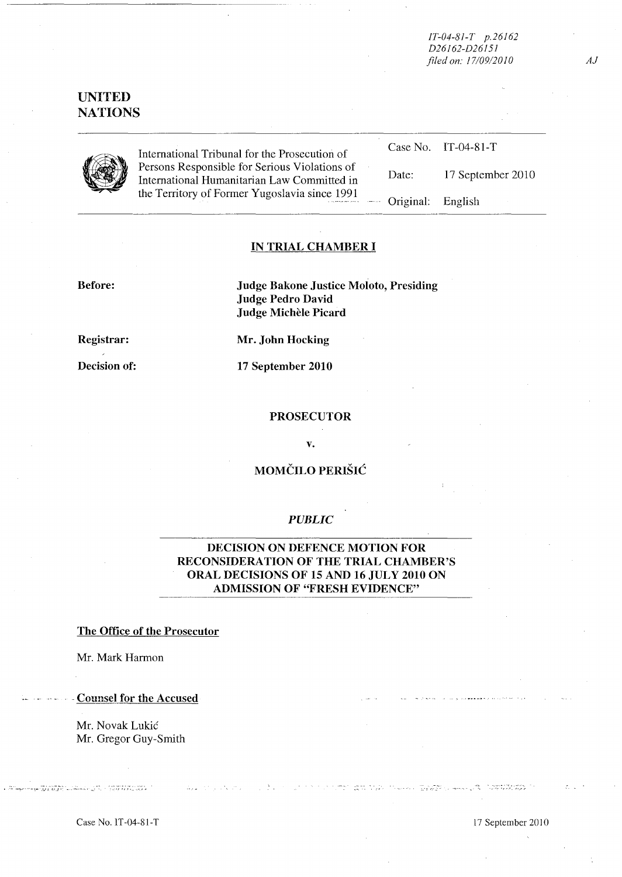IT-04-81-T p.26162
D26162-D26151
filed on: 17/09/2010

AJ

# UNITED NATIONS

International Tribunal for the Prosecution of Persons Responsible for Serious Violations of International Humanitarian Law Committed in the Territory of Former Yugoslavia since 1991

| | |
|---|---|
| Case No. | IT-04-81-T |
| Date: | 17 September 2010 |
| Original: | English |

## IN TRIAL CHAMBER I

**Before:** **Judge Bakone Justice Moloto, Presiding**
**Judge Pedro David**
**Judge Michèle Picard**

**Registrar:** **Mr. John Hocking**

**Decision of:** **17 September 2010**

**PROSECUTOR**

**v.**

**MOMČILO PERIŠIĆ**

***PUBLIC***

## DECISION ON DEFENCE MOTION FOR RECONSIDERATION OF THE TRIAL CHAMBER'S ORAL DECISIONS OF 15 AND 16 JULY 2010 ON ADMISSION OF "FRESH EVIDENCE"

**The Office of the Prosecutor**

Mr. Mark Harmon

**Counsel for the Accused**

Mr. Novak Lukić
Mr. Gregor Guy-Smith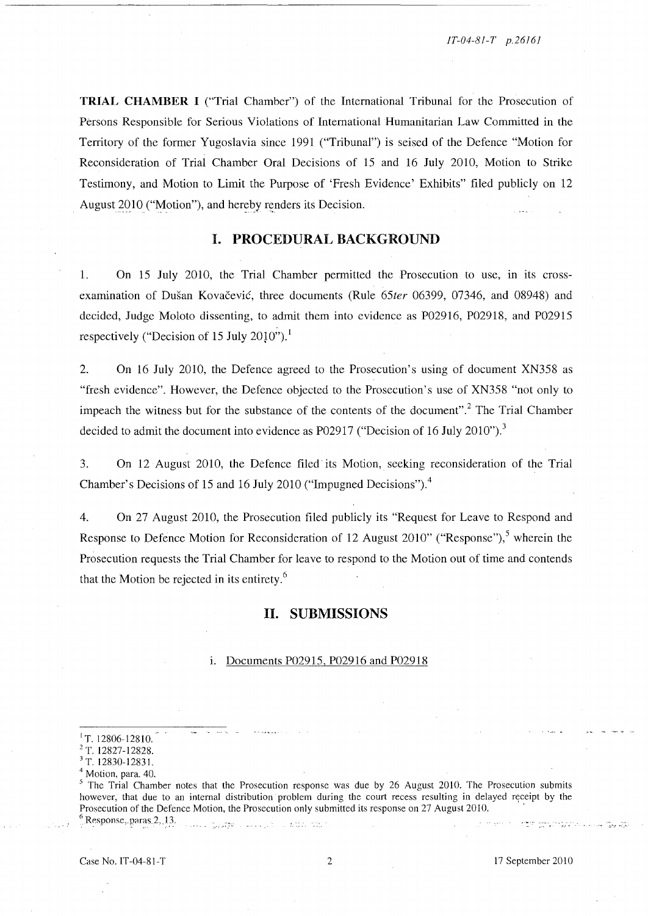**TRIAL CHAMBER I** ("Trial Chamber") of the International Tribunal for the Prosecution of Persons Responsible for Serious Violations of International Humanitarian Law Committed in the Territory of the former Yugoslavia since 1991 ("Tribunal") is seised of the Defence "Motion for Reconsideration of Trial Chamber Oral Decisions of 15 and 16 July 2010, Motion to Strike Testimony, and Motion to Limit the Purpose of 'Fresh Evidence' Exhibits" filed publicly on 12 August 2010 ("Motion"), and hereby renders its Decision.

## I. PROCEDURAL BACKGROUND

1. On 15 July 2010, the Trial Chamber permitted the Prosecution to use, in its cross-examination of Dušan Kovačević, three documents (Rule 65*ter* 06399, 07346, and 08948) and decided, Judge Moloto dissenting, to admit them into evidence as P02916, P02918, and P02915 respectively ("Decision of 15 July 2010").[1]

2. On 16 July 2010, the Defence agreed to the Prosecution's using of document XN358 as "fresh evidence". However, the Defence objected to the Prosecution's use of XN358 "not only to impeach the witness but for the substance of the contents of the document".[2] The Trial Chamber decided to admit the document into evidence as P02917 ("Decision of 16 July 2010").[3]

3. On 12 August 2010, the Defence filed its Motion, seeking reconsideration of the Trial Chamber's Decisions of 15 and 16 July 2010 ("Impugned Decisions").[4]

4. On 27 August 2010, the Prosecution filed publicly its "Request for Leave to Respond and Response to Defence Motion for Reconsideration of 12 August 2010" ("Response"),[5] wherein the Prosecution requests the Trial Chamber for leave to respond to the Motion out of time and contends that the Motion be rejected in its entirety.[6]

## II. SUBMISSIONS

i. Documents P02915, P02916 and P02918

---

[1] T. 12806-12810.

[2] T. 12827-12828.

[3] T. 12830-12831.

[4] Motion, para. 40.

[5] The Trial Chamber notes that the Prosecution response was due by 26 August 2010. The Prosecution submits however, that due to an internal distribution problem during the court recess resulting in delayed receipt by the Prosecution of the Defence Motion, the Prosecution only submitted its response on 27 August 2010.

[6] Response, paras 2, 13.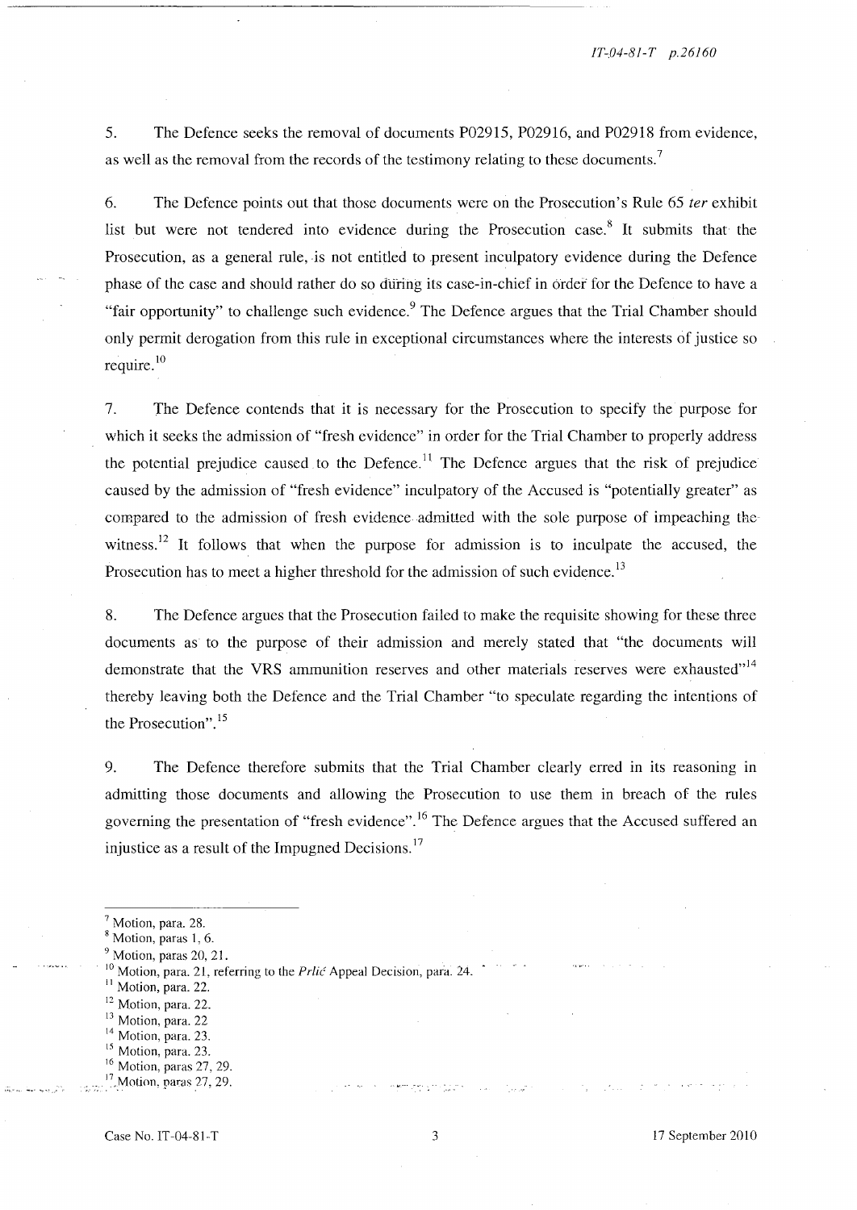5. The Defence seeks the removal of documents P02915, P02916, and P02918 from evidence, as well as the removal from the records of the testimony relating to these documents.[7]

6. The Defence points out that those documents were on the Prosecution's Rule 65 *ter* exhibit list but were not tendered into evidence during the Prosecution case.[8] It submits that the Prosecution, as a general rule, is not entitled to present inculpatory evidence during the Defence phase of the case and should rather do so during its case-in-chief in order for the Defence to have a "fair opportunity" to challenge such evidence.[9] The Defence argues that the Trial Chamber should only permit derogation from this rule in exceptional circumstances where the interests of justice so require.[10]

7. The Defence contends that it is necessary for the Prosecution to specify the purpose for which it seeks the admission of "fresh evidence" in order for the Trial Chamber to properly address the potential prejudice caused to the Defence.[11] The Defence argues that the risk of prejudice caused by the admission of "fresh evidence" inculpatory of the Accused is "potentially greater" as compared to the admission of fresh evidence admitted with the sole purpose of impeaching the witness.[12] It follows that when the purpose for admission is to inculpate the accused, the Prosecution has to meet a higher threshold for the admission of such evidence.[13]

8. The Defence argues that the Prosecution failed to make the requisite showing for these three documents as to the purpose of their admission and merely stated that "the documents will demonstrate that the VRS ammunition reserves and other materials reserves were exhausted"[14] thereby leaving both the Defence and the Trial Chamber "to speculate regarding the intentions of the Prosecution".[15]

9. The Defence therefore submits that the Trial Chamber clearly erred in its reasoning in admitting those documents and allowing the Prosecution to use them in breach of the rules governing the presentation of "fresh evidence".[16] The Defence argues that the Accused suffered an injustice as a result of the Impugned Decisions.[17]

---

[7] Motion, para. 28.
[8] Motion, paras 1, 6.
[9] Motion, paras 20, 21.
[10] Motion, para. 21, referring to the *Prlić* Appeal Decision, para. 24.
[11] Motion, para. 22.
[12] Motion, para. 22.
[13] Motion, para. 22
[14] Motion, para. 23.
[15] Motion, para. 23.
[16] Motion, paras 27, 29.
[17] Motion, paras 27, 29.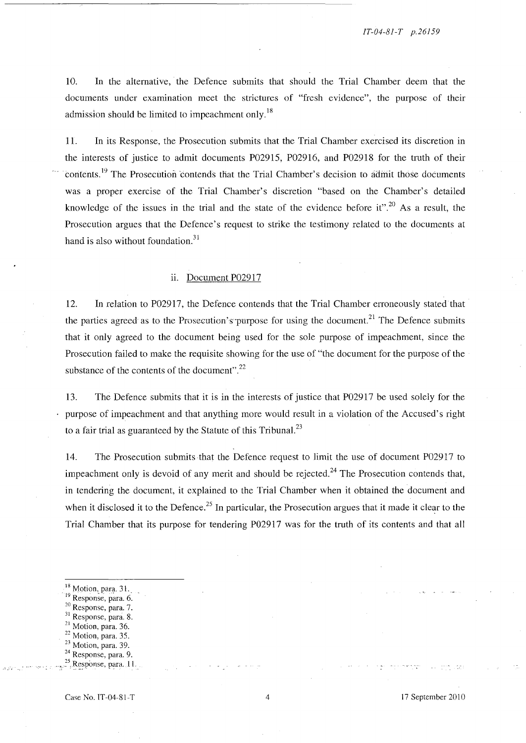10. In the alternative, the Defence submits that should the Trial Chamber deem that the documents under examination meet the strictures of "fresh evidence", the purpose of their admission should be limited to impeachment only.[18]

11. In its Response, the Prosecution submits that the Trial Chamber exercised its discretion in the interests of justice to admit documents P02915, P02916, and P02918 for the truth of their contents.[19] The Prosecution contends that the Trial Chamber's decision to admit those documents was a proper exercise of the Trial Chamber's discretion "based on the Chamber's detailed knowledge of the issues in the trial and the state of the evidence before it".[20] As a result, the Prosecution argues that the Defence's request to strike the testimony related to the documents at hand is also without foundation.[31]

### ii. Document P02917

12. In relation to P02917, the Defence contends that the Trial Chamber erroneously stated that the parties agreed as to the Prosecution's purpose for using the document.[21] The Defence submits that it only agreed to the document being used for the sole purpose of impeachment, since the Prosecution failed to make the requisite showing for the use of "the document for the purpose of the substance of the contents of the document".[22]

13. The Defence submits that it is in the interests of justice that P02917 be used solely for the purpose of impeachment and that anything more would result in a violation of the Accused's right to a fair trial as guaranteed by the Statute of this Tribunal.[23]

14. The Prosecution submits that the Defence request to limit the use of document P02917 to impeachment only is devoid of any merit and should be rejected.[24] The Prosecution contends that, in tendering the document, it explained to the Trial Chamber when it obtained the document and when it disclosed it to the Defence.[25] In particular, the Prosecution argues that it made it clear to the Trial Chamber that its purpose for tendering P02917 was for the truth of its contents and that all

---

[18] Motion, para. 31.
[19] Response, para. 6.
[20] Response, para. 7.
[31] Response, para. 8.
[21] Motion, para. 36.
[22] Motion, para. 35.
[23] Motion, para. 39.
[24] Response, para. 9.
[25] Response, para. 11.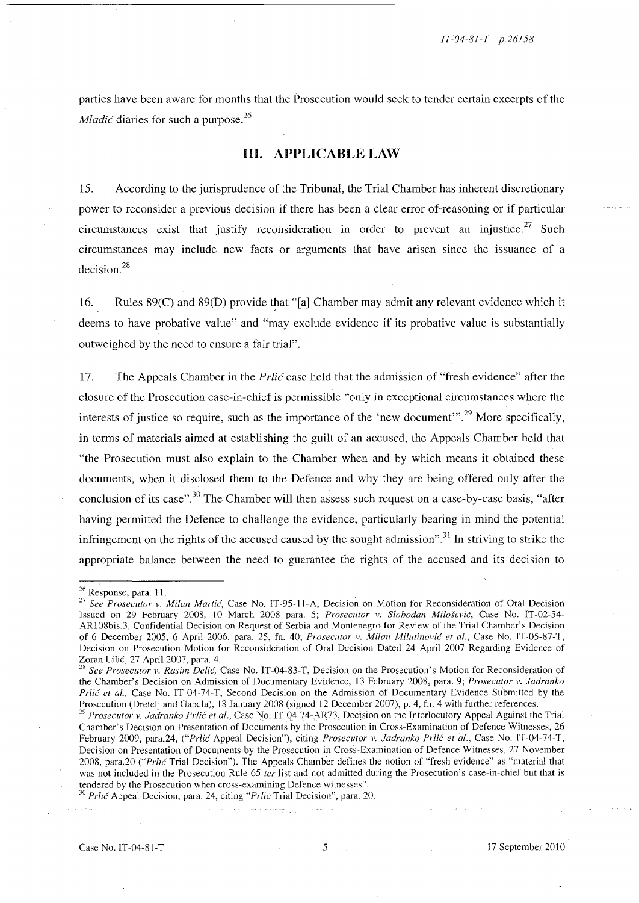parties have been aware for months that the Prosecution would seek to tender certain excerpts of the *Mladić* diaries for such a purpose.[26]

## III. APPLICABLE LAW

15. According to the jurisprudence of the Tribunal, the Trial Chamber has inherent discretionary power to reconsider a previous decision if there has been a clear error of reasoning or if particular circumstances exist that justify reconsideration in order to prevent an injustice.[27] Such circumstances may include new facts or arguments that have arisen since the issuance of a decision.[28]

16. Rules 89(C) and 89(D) provide that "[a] Chamber may admit any relevant evidence which it deems to have probative value" and "may exclude evidence if its probative value is substantially outweighed by the need to ensure a fair trial".

17. The Appeals Chamber in the *Prlić* case held that the admission of "fresh evidence" after the closure of the Prosecution case-in-chief is permissible "only in exceptional circumstances where the interests of justice so require, such as the importance of the 'new document'".[29] More specifically, in terms of materials aimed at establishing the guilt of an accused, the Appeals Chamber held that "the Prosecution must also explain to the Chamber when and by which means it obtained these documents, when it disclosed them to the Defence and why they are being offered only after the conclusion of its case".[30] The Chamber will then assess such request on a case-by-case basis, "after having permitted the Defence to challenge the evidence, particularly bearing in mind the potential infringement on the rights of the accused caused by the sought admission".[31] In striving to strike the appropriate balance between the need to guarantee the rights of the accused and its decision to

---

[26] Response, para. 11.

[27] *See Prosecutor v. Milan Martić*, Case No. IT-95-11-A, Decision on Motion for Reconsideration of Oral Decision Issued on 29 February 2008, 10 March 2008 para. 5; *Prosecutor v. Slobodan Milošević*, Case No. IT-02-54-AR108bis.3, Confidential Decision on Request of Serbia and Montenegro for Review of the Trial Chamber's Decision of 6 December 2005, 6 April 2006, para. 25, fn. 40; *Prosecutor v. Milan Milutinović et al.*, Case No. IT-05-87-T, Decision on Prosecution Motion for Reconsideration of Oral Decision Dated 24 April 2007 Regarding Evidence of Zoran Lilić, 27 April 2007, para. 4.

[28] *See Prosecutor v. Rasim Delić*, Case No. IT-04-83-T, Decision on the Prosecution's Motion for Reconsideration of the Chamber's Decision on Admission of Documentary Evidence, 13 February 2008, para. 9; *Prosecutor v. Jadranko Prlić et al.*, Case No. IT-04-74-T, Second Decision on the Admission of Documentary Evidence Submitted by the Prosecution (Dretelj and Gabela), 18 January 2008 (signed 12 December 2007), p. 4, fn. 4 with further references.

[29] *Prosecutor v. Jadranko Prlić et al.*, Case No. IT-04-74-AR73, Decision on the Interlocutory Appeal Against the Trial Chamber's Decision on Presentation of Documents by the Prosecution in Cross-Examination of Defence Witnesses, 26 February 2009, para.24, ("*Prlić* Appeal Decision"), citing *Prosecutor v. Jadranko Prlić et al.*, Case No. IT-04-74-T, Decision on Presentation of Documents by the Prosecution in Cross-Examination of Defence Witnesses, 27 November 2008, para.20 ("*Prlić* Trial Decision"). The Appeals Chamber defines the notion of "fresh evidence" as "material that was not included in the Prosecution Rule 65 *ter* list and not admitted during the Prosecution's case-in-chief but that is tendered by the Prosecution when cross-examining Defence witnesses".

[30] *Prlić* Appeal Decision, para. 24, citing "*Prlić* Trial Decision", para. 20.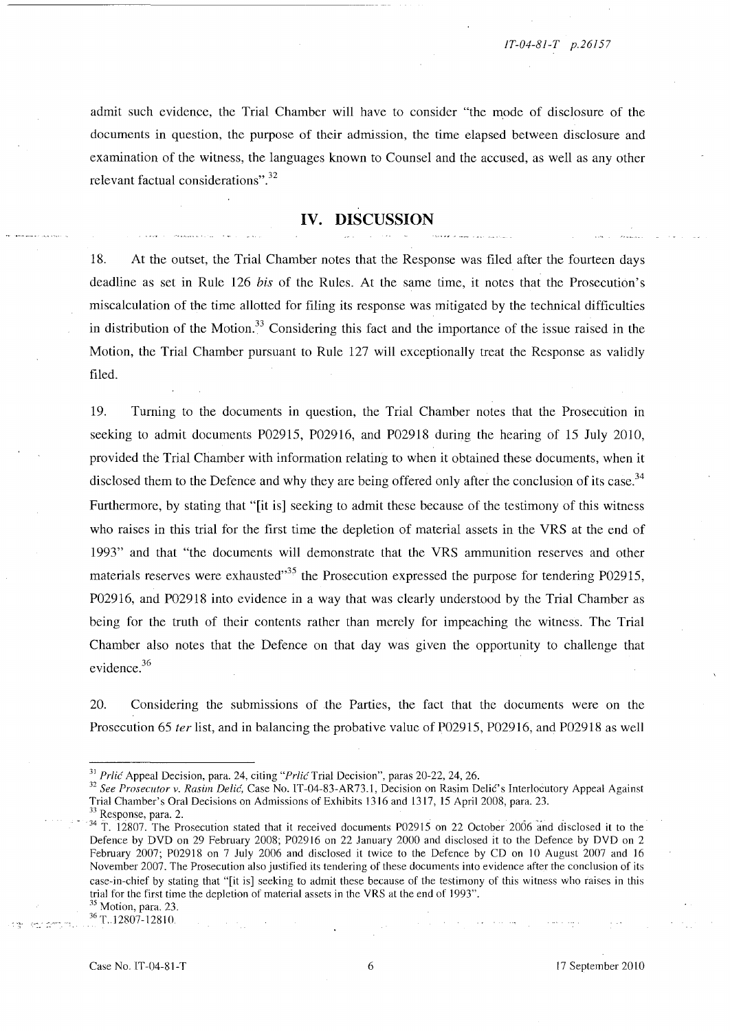admit such evidence, the Trial Chamber will have to consider "the mode of disclosure of the documents in question, the purpose of their admission, the time elapsed between disclosure and examination of the witness, the languages known to Counsel and the accused, as well as any other relevant factual considerations".[32]

## IV. DISCUSSION

18. At the outset, the Trial Chamber notes that the Response was filed after the fourteen days deadline as set in Rule 126 *bis* of the Rules. At the same time, it notes that the Prosecution's miscalculation of the time allotted for filing its response was mitigated by the technical difficulties in distribution of the Motion.[33] Considering this fact and the importance of the issue raised in the Motion, the Trial Chamber pursuant to Rule 127 will exceptionally treat the Response as validly filed.

19. Turning to the documents in question, the Trial Chamber notes that the Prosecution in seeking to admit documents P02915, P02916, and P02918 during the hearing of 15 July 2010, provided the Trial Chamber with information relating to when it obtained these documents, when it disclosed them to the Defence and why they are being offered only after the conclusion of its case.[34] Furthermore, by stating that "[it is] seeking to admit these because of the testimony of this witness who raises in this trial for the first time the depletion of material assets in the VRS at the end of 1993" and that "the documents will demonstrate that the VRS ammunition reserves and other materials reserves were exhausted"[35] the Prosecution expressed the purpose for tendering P02915, P02916, and P02918 into evidence in a way that was clearly understood by the Trial Chamber as being for the truth of their contents rather than merely for impeaching the witness. The Trial Chamber also notes that the Defence on that day was given the opportunity to challenge that evidence.[36]

20. Considering the submissions of the Parties, the fact that the documents were on the Prosecution 65 *ter* list, and in balancing the probative value of P02915, P02916, and P02918 as well

---

[31] *Prlić* Appeal Decision, para. 24, citing "*Prlić* Trial Decision", paras 20-22, 24, 26.

[32] *See Prosecutor v. Rasim Delić*, Case No. IT-04-83-AR73.1, Decision on Rasim Delić's Interlocutory Appeal Against Trial Chamber's Oral Decisions on Admissions of Exhibits 1316 and 1317, 15 April 2008, para. 23.

[33] Response, para. 2.

[34] T. 12807. The Prosecution stated that it received documents P02915 on 22 October 2006 and disclosed it to the Defence by DVD on 29 February 2008; P02916 on 22 January 2000 and disclosed it to the Defence by DVD on 2 February 2007; P02918 on 7 July 2006 and disclosed it twice to the Defence by CD on 10 August 2007 and 16 November 2007. The Prosecution also justified its tendering of these documents into evidence after the conclusion of its case-in-chief by stating that "[it is] seeking to admit these because of the testimony of this witness who raises in this trial for the first time the depletion of material assets in the VRS at the end of 1993".

[35] Motion, para. 23.

[36] T. 12807-12810.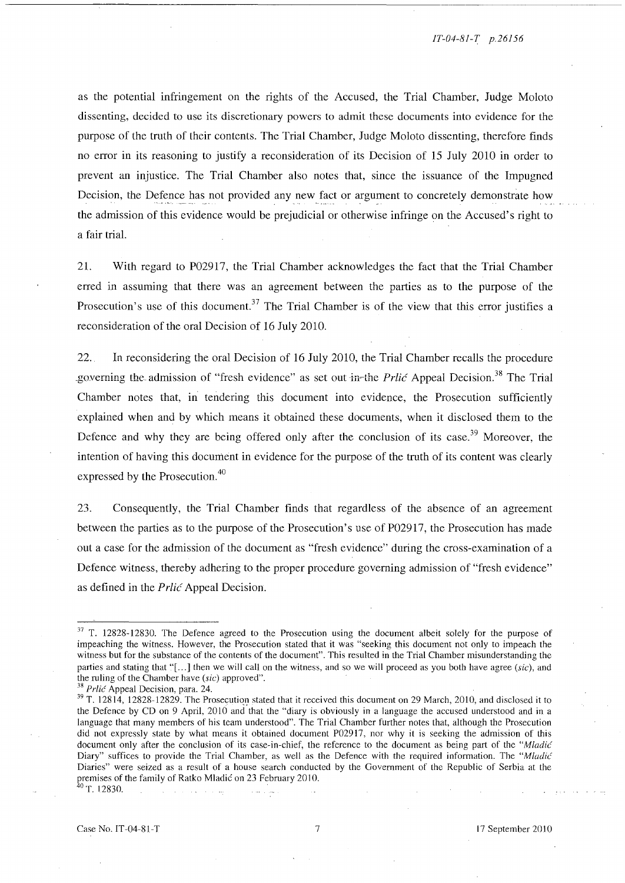as the potential infringement on the rights of the Accused, the Trial Chamber, Judge Moloto dissenting, decided to use its discretionary powers to admit these documents into evidence for the purpose of the truth of their contents. The Trial Chamber, Judge Moloto dissenting, therefore finds no error in its reasoning to justify a reconsideration of its Decision of 15 July 2010 in order to prevent an injustice. The Trial Chamber also notes that, since the issuance of the Impugned Decision, the Defence has not provided any new fact or argument to concretely demonstrate how the admission of this evidence would be prejudicial or otherwise infringe on the Accused's right to a fair trial.

21. With regard to P02917, the Trial Chamber acknowledges the fact that the Trial Chamber erred in assuming that there was an agreement between the parties as to the purpose of the Prosecution's use of this document.[37] The Trial Chamber is of the view that this error justifies a reconsideration of the oral Decision of 16 July 2010.

22. In reconsidering the oral Decision of 16 July 2010, the Trial Chamber recalls the procedure governing the admission of "fresh evidence" as set out in the *Prlić* Appeal Decision.[38] The Trial Chamber notes that, in tendering this document into evidence, the Prosecution sufficiently explained when and by which means it obtained these documents, when it disclosed them to the Defence and why they are being offered only after the conclusion of its case.[39] Moreover, the intention of having this document in evidence for the purpose of the truth of its content was clearly expressed by the Prosecution.[40]

23. Consequently, the Trial Chamber finds that regardless of the absence of an agreement between the parties as to the purpose of the Prosecution's use of P02917, the Prosecution has made out a case for the admission of the document as "fresh evidence" during the cross-examination of a Defence witness, thereby adhering to the proper procedure governing admission of "fresh evidence" as defined in the *Prlić* Appeal Decision.

---

[37] T. 12828-12830. The Defence agreed to the Prosecution using the document albeit solely for the purpose of impeaching the witness. However, the Prosecution stated that it was "seeking this document not only to impeach the witness but for the substance of the contents of the document". This resulted in the Trial Chamber misunderstanding the parties and stating that "[...] then we will call on the witness, and so we will proceed as you both have agree (*sic*), and the ruling of the Chamber have (*sic*) approved".

[38] *Prlić* Appeal Decision, para. 24.

[39] T. 12814, 12828-12829. The Prosecution stated that it received this document on 29 March, 2010, and disclosed it to the Defence by CD on 9 April, 2010 and that the "diary is obviously in a language the accused understood and in a language that many members of his team understood". The Trial Chamber further notes that, although the Prosecution did not expressly state by what means it obtained document P02917, nor why it is seeking the admission of this document only after the conclusion of its case-in-chief, the reference to the document as being part of the "*Mladić* Diary" suffices to provide the Trial Chamber, as well as the Defence with the required information. The "*Mladić* Diaries" were seized as a result of a house search conducted by the Government of the Republic of Serbia at the premises of the family of Ratko Mladić on 23 February 2010.

[40] T. 12830.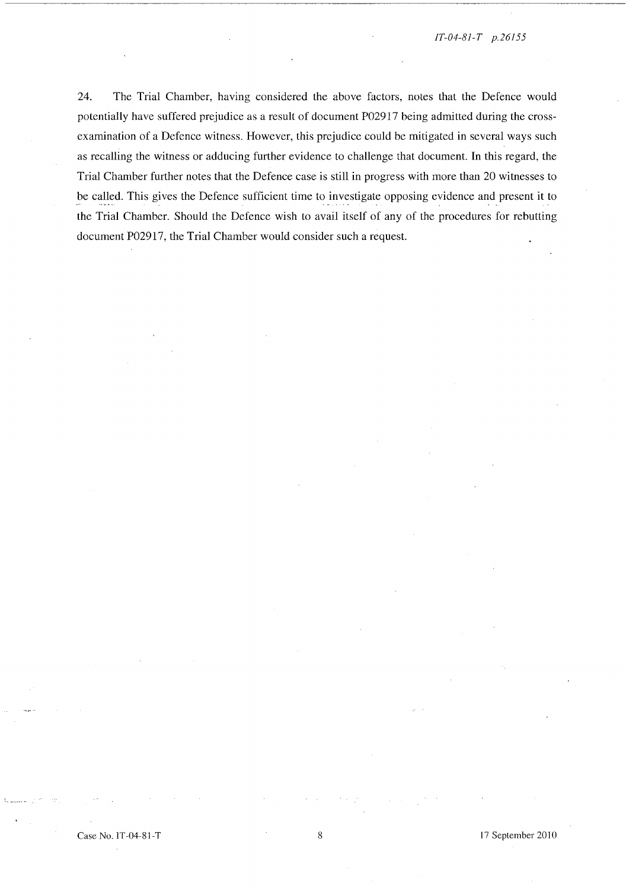24. The Trial Chamber, having considered the above factors, notes that the Defence would potentially have suffered prejudice as a result of document P02917 being admitted during the cross-examination of a Defence witness. However, this prejudice could be mitigated in several ways such as recalling the witness or adducing further evidence to challenge that document. In this regard, the Trial Chamber further notes that the Defence case is still in progress with more than 20 witnesses to be called. This gives the Defence sufficient time to investigate opposing evidence and present it to the Trial Chamber. Should the Defence wish to avail itself of any of the procedures for rebutting document P02917, the Trial Chamber would consider such a request.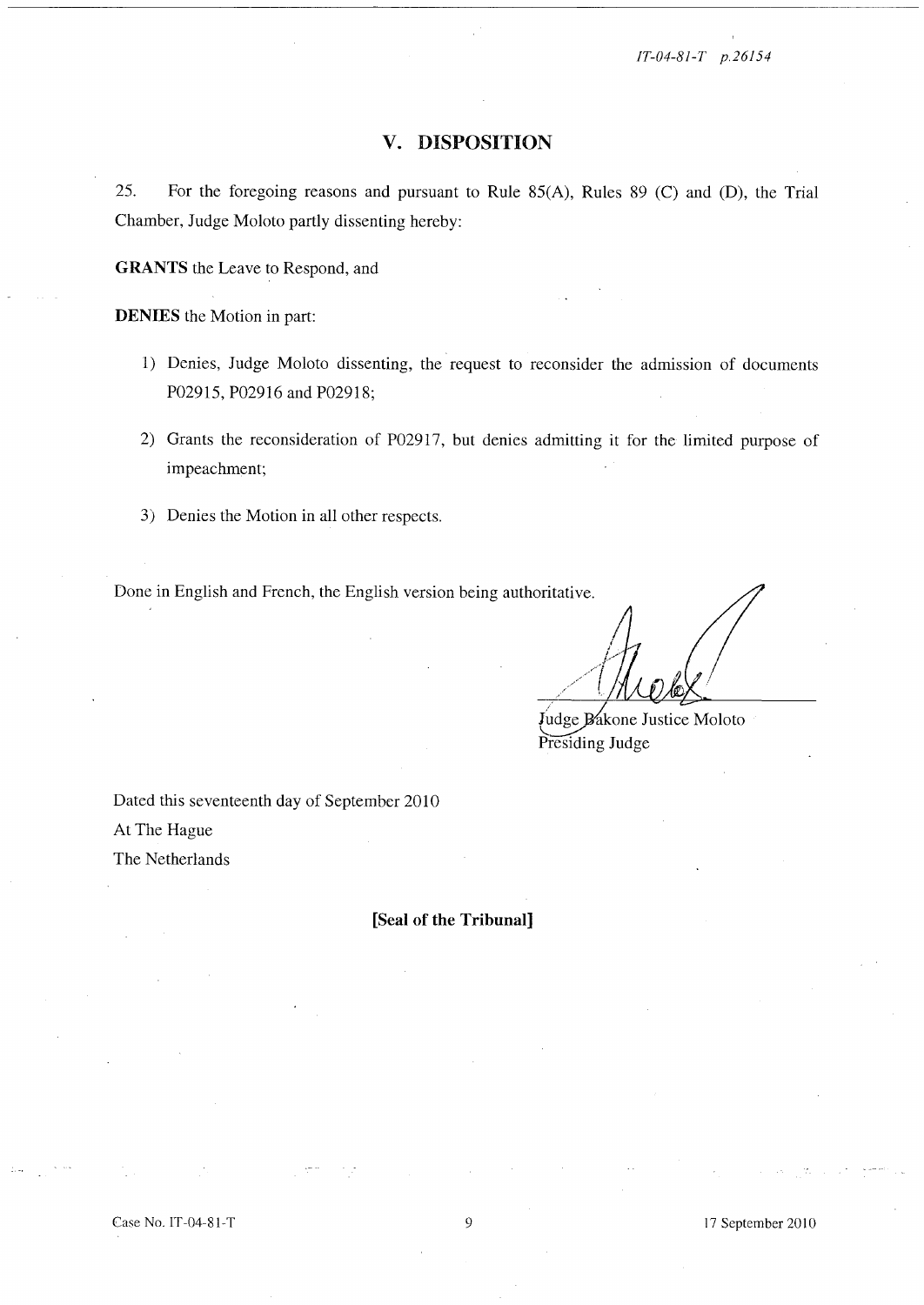## V. DISPOSITION

25. For the foregoing reasons and pursuant to Rule 85(A), Rules 89 (C) and (D), the Trial Chamber, Judge Moloto partly dissenting hereby:

**GRANTS** the Leave to Respond, and

**DENIES** the Motion in part:

1) Denies, Judge Moloto dissenting, the request to reconsider the admission of documents P02915, P02916 and P02918;

2) Grants the reconsideration of P02917, but denies admitting it for the limited purpose of impeachment;

3) Denies the Motion in all other respects.

Done in English and French, the English version being authoritative.

Judge Bakone Justice Moloto
Presiding Judge

Dated this seventeenth day of September 2010
At The Hague
The Netherlands

**[Seal of the Tribunal]**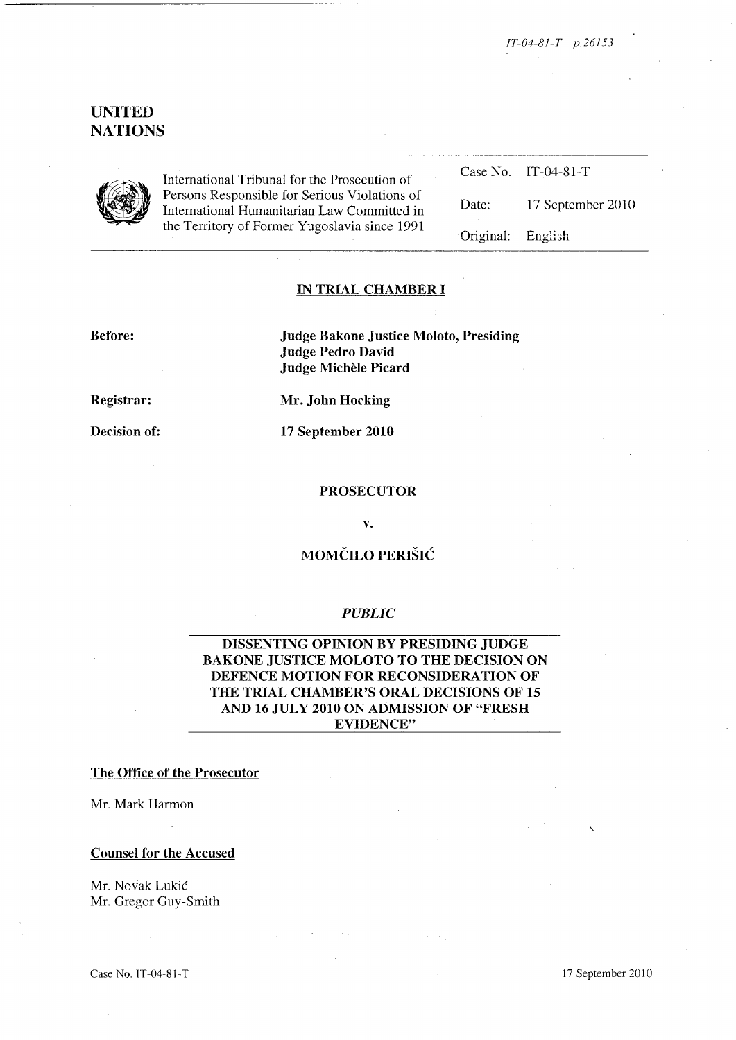# UNITED NATIONS

International Tribunal for the Prosecution of Persons Responsible for Serious Violations of International Humanitarian Law Committed in the Territory of Former Yugoslavia since 1991

| | |
|---|---|
| Case No. | IT-04-81-T |
| Date: | 17 September 2010 |
| Original: | English |

## IN TRIAL CHAMBER I

**Before:** **Judge Bakone Justice Moloto, Presiding**
**Judge Pedro David**
**Judge Michèle Picard**

**Registrar:** **Mr. John Hocking**

**Decision of:** **17 September 2010**

**PROSECUTOR**

**v.**

**MOMČILO PERIŠIĆ**

***PUBLIC***

**DISSENTING OPINION BY PRESIDING JUDGE BAKONE JUSTICE MOLOTO TO THE DECISION ON DEFENCE MOTION FOR RECONSIDERATION OF THE TRIAL CHAMBER'S ORAL DECISIONS OF 15 AND 16 JULY 2010 ON ADMISSION OF "FRESH EVIDENCE"**

**The Office of the Prosecutor**

Mr. Mark Harmon

**Counsel for the Accused**

Mr. Novak Lukić
Mr. Gregor Guy-Smith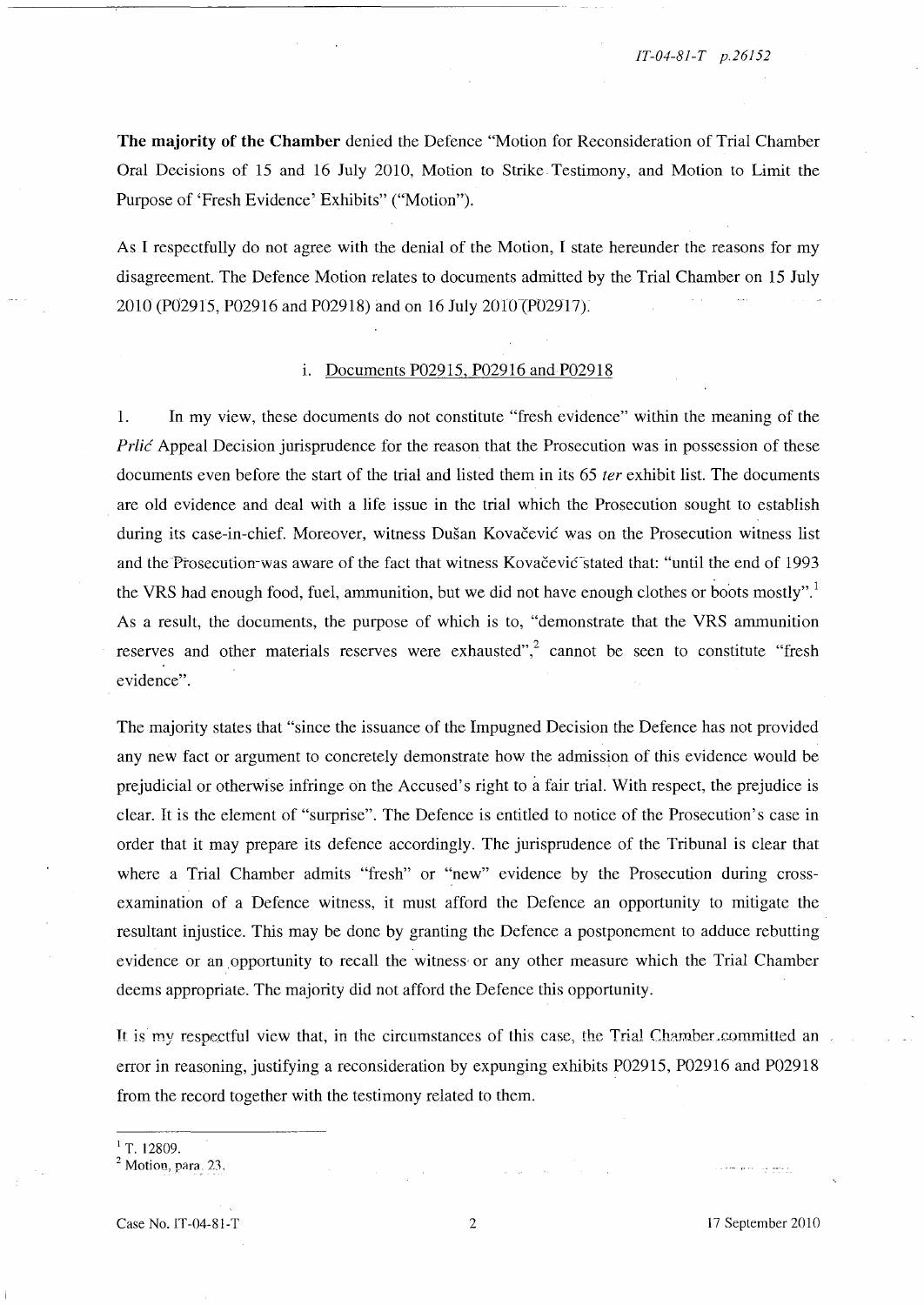**The majority of the Chamber** denied the Defence "Motion for Reconsideration of Trial Chamber Oral Decisions of 15 and 16 July 2010, Motion to Strike Testimony, and Motion to Limit the Purpose of 'Fresh Evidence' Exhibits" ("Motion").

As I respectfully do not agree with the denial of the Motion, I state hereunder the reasons for my disagreement. The Defence Motion relates to documents admitted by the Trial Chamber on 15 July 2010 (P02915, P02916 and P02918) and on 16 July 2010 (P02917).

i. Documents P02915, P02916 and P02918

1. In my view, these documents do not constitute "fresh evidence" within the meaning of the *Prlić* Appeal Decision jurisprudence for the reason that the Prosecution was in possession of these documents even before the start of the trial and listed them in its 65 *ter* exhibit list. The documents are old evidence and deal with a life issue in the trial which the Prosecution sought to establish during its case-in-chief. Moreover, witness Dušan Kovačević was on the Prosecution witness list and the Prosecution was aware of the fact that witness Kovačević stated that: "until the end of 1993 the VRS had enough food, fuel, ammunition, but we did not have enough clothes or boots mostly".[1] As a result, the documents, the purpose of which is to, "demonstrate that the VRS ammunition reserves and other materials reserves were exhausted",[2] cannot be seen to constitute "fresh evidence".

The majority states that "since the issuance of the Impugned Decision the Defence has not provided any new fact or argument to concretely demonstrate how the admission of this evidence would be prejudicial or otherwise infringe on the Accused's right to a fair trial. With respect, the prejudice is clear. It is the element of "surprise". The Defence is entitled to notice of the Prosecution's case in order that it may prepare its defence accordingly. The jurisprudence of the Tribunal is clear that where a Trial Chamber admits "fresh" or "new" evidence by the Prosecution during cross-examination of a Defence witness, it must afford the Defence an opportunity to mitigate the resultant injustice. This may be done by granting the Defence a postponement to adduce rebutting evidence or an opportunity to recall the witness or any other measure which the Trial Chamber deems appropriate. The majority did not afford the Defence this opportunity.

It is my respectful view that, in the circumstances of this case, the Trial Chamber committed an error in reasoning, justifying a reconsideration by expunging exhibits P02915, P02916 and P02918 from the record together with the testimony related to them.

---

[1] T. 12809.

[2] Motion, para. 23.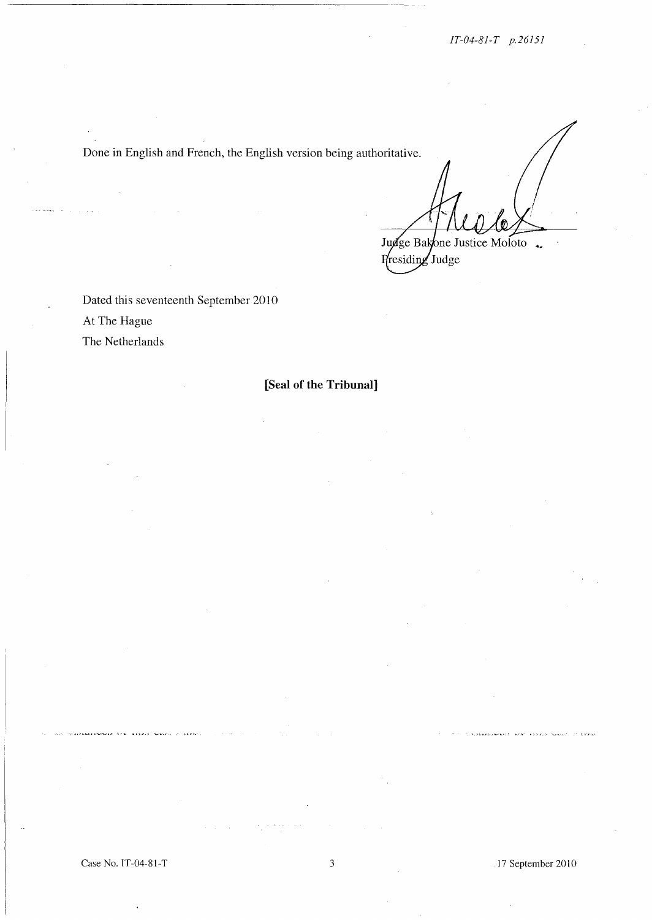Done in English and French, the English version being authoritative.

Judge Bakone Justice Moloto
Presiding Judge

Dated this seventeenth September 2010
At The Hague
The Netherlands

**[Seal of the Tribunal]**